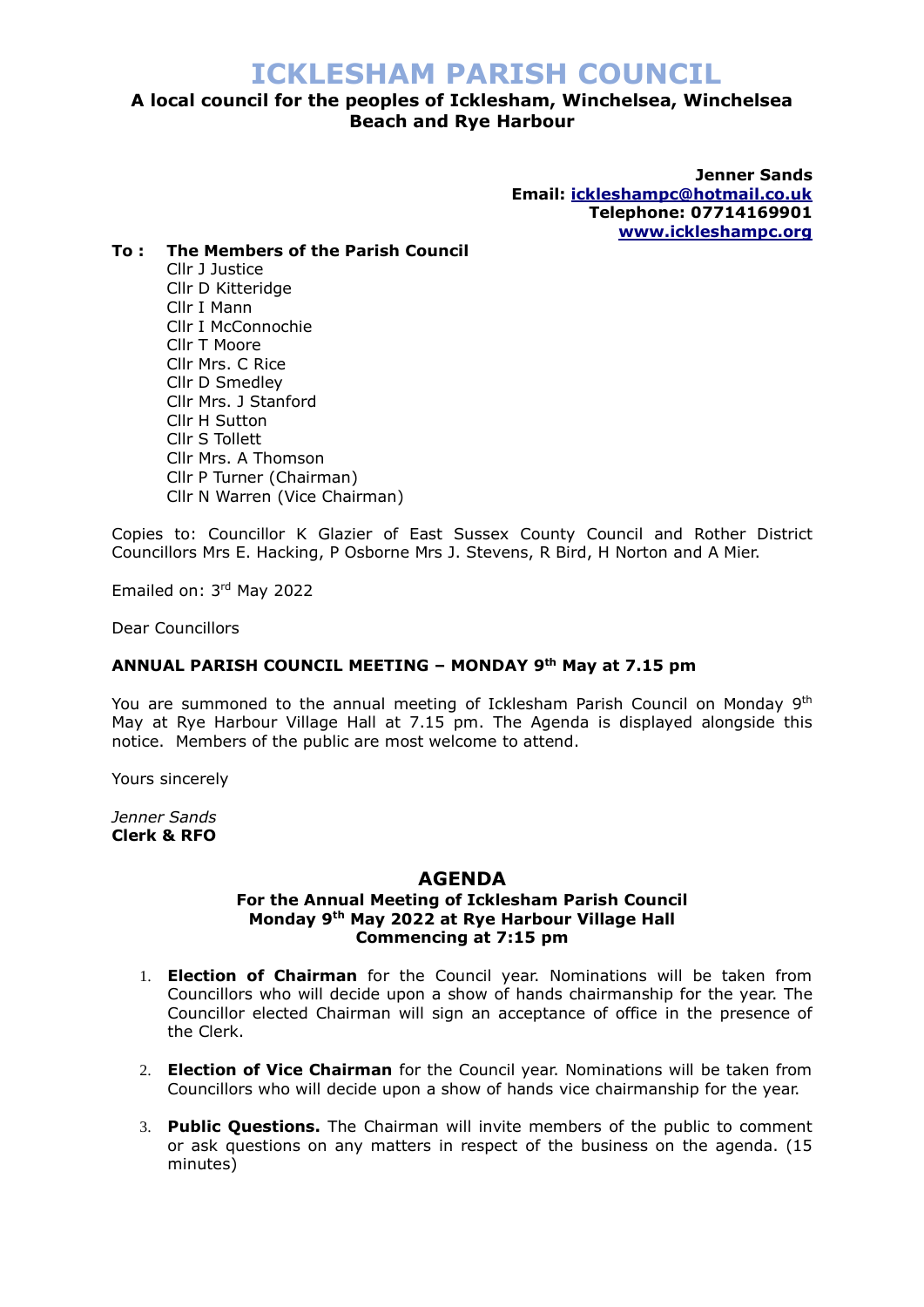# ICKLESHAM PARISH COUNCIL

**A local council for the peoples of Icklesham, Winchelsea, Winchelsea Beach and Rye Harbour**

**Jenner Sands**
**Email: ickleshampc@hotmail.co.uk**
**Telephone: 07714169901**
**www.ickleshampc.org**

**To : The Members of the Parish Council**

Cllr J Justice
Cllr D Kitteridge
Cllr I Mann
Cllr I McConnochie
Cllr T Moore
Cllr Mrs. C Rice
Cllr D Smedley
Cllr Mrs. J Stanford
Cllr H Sutton
Cllr S Tollett
Cllr Mrs. A Thomson
Cllr P Turner (Chairman)
Cllr N Warren (Vice Chairman)

Copies to: Councillor K Glazier of East Sussex County Council and Rother District Councillors Mrs E. Hacking, P Osborne Mrs J. Stevens, R Bird, H Norton and A Mier.

Emailed on: 3rd May 2022

Dear Councillors

**ANNUAL PARISH COUNCIL MEETING – MONDAY 9th May at 7.15 pm**

You are summoned to the annual meeting of Icklesham Parish Council on Monday 9th May at Rye Harbour Village Hall at 7.15 pm. The Agenda is displayed alongside this notice. Members of the public are most welcome to attend.

Yours sincerely

*Jenner Sands*
**Clerk & RFO**

## AGENDA

**For the Annual Meeting of Icklesham Parish Council**
**Monday 9th May 2022 at Rye Harbour Village Hall**
**Commencing at 7:15 pm**

1. **Election of Chairman** for the Council year. Nominations will be taken from Councillors who will decide upon a show of hands chairmanship for the year. The Councillor elected Chairman will sign an acceptance of office in the presence of the Clerk.

2. **Election of Vice Chairman** for the Council year. Nominations will be taken from Councillors who will decide upon a show of hands vice chairmanship for the year.

3. **Public Questions.** The Chairman will invite members of the public to comment or ask questions on any matters in respect of the business on the agenda. (15 minutes)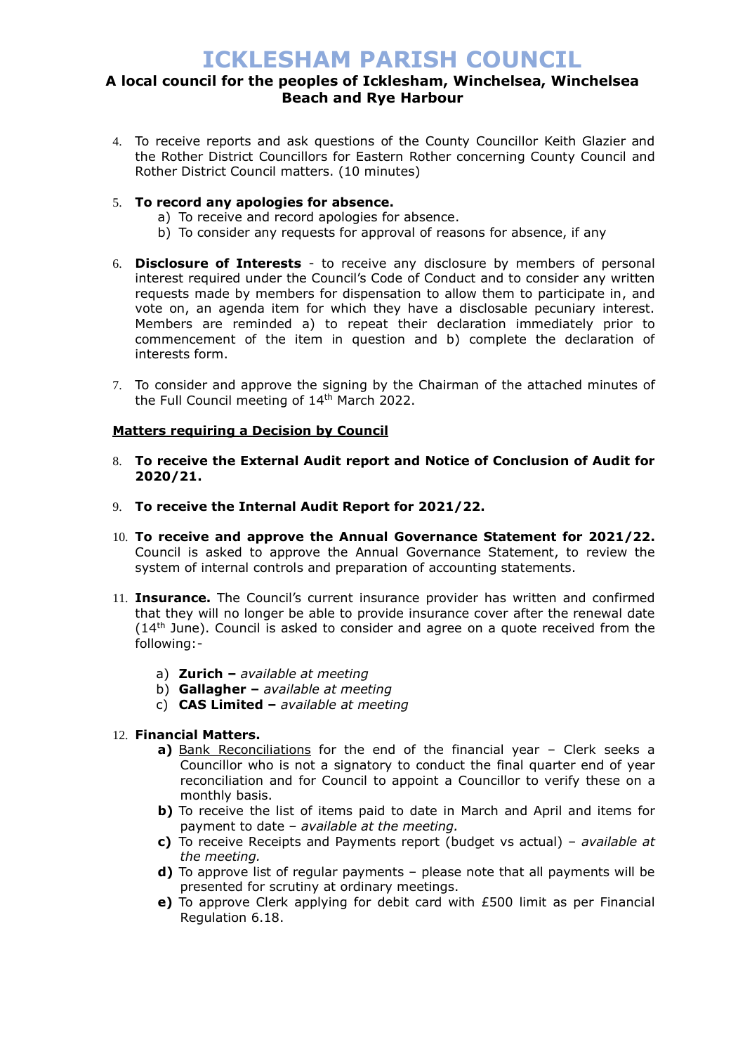# ICKLESHAM PARISH COUNCIL

**A local council for the peoples of Icklesham, Winchelsea, Winchelsea Beach and Rye Harbour**

4. To receive reports and ask questions of the County Councillor Keith Glazier and the Rother District Councillors for Eastern Rother concerning County Council and Rother District Council matters. (10 minutes)

5. **To record any apologies for absence.**
   a) To receive and record apologies for absence.
   b) To consider any requests for approval of reasons for absence, if any

6. **Disclosure of Interests** - to receive any disclosure by members of personal interest required under the Council's Code of Conduct and to consider any written requests made by members for dispensation to allow them to participate in, and vote on, an agenda item for which they have a disclosable pecuniary interest. Members are reminded a) to repeat their declaration immediately prior to commencement of the item in question and b) complete the declaration of interests form.

7. To consider and approve the signing by the Chairman of the attached minutes of the Full Council meeting of 14th March 2022.

**Matters requiring a Decision by Council**

8. **To receive the External Audit report and Notice of Conclusion of Audit for 2020/21.**

9. **To receive the Internal Audit Report for 2021/22.**

10. **To receive and approve the Annual Governance Statement for 2021/22.** Council is asked to approve the Annual Governance Statement, to review the system of internal controls and preparation of accounting statements.

11. **Insurance.** The Council's current insurance provider has written and confirmed that they will no longer be able to provide insurance cover after the renewal date (14th June). Council is asked to consider and agree on a quote received from the following:-

    a) **Zurich –** *available at meeting*
    b) **Gallagher –** *available at meeting*
    c) **CAS Limited –** *available at meeting*

12. **Financial Matters.**
    **a)** Bank Reconciliations for the end of the financial year – Clerk seeks a Councillor who is not a signatory to conduct the final quarter end of year reconciliation and for Council to appoint a Councillor to verify these on a monthly basis.
    **b)** To receive the list of items paid to date in March and April and items for payment to date – *available at the meeting.*
    **c)** To receive Receipts and Payments report (budget vs actual) – *available at the meeting.*
    **d)** To approve list of regular payments – please note that all payments will be presented for scrutiny at ordinary meetings.
    **e)** To approve Clerk applying for debit card with £500 limit as per Financial Regulation 6.18.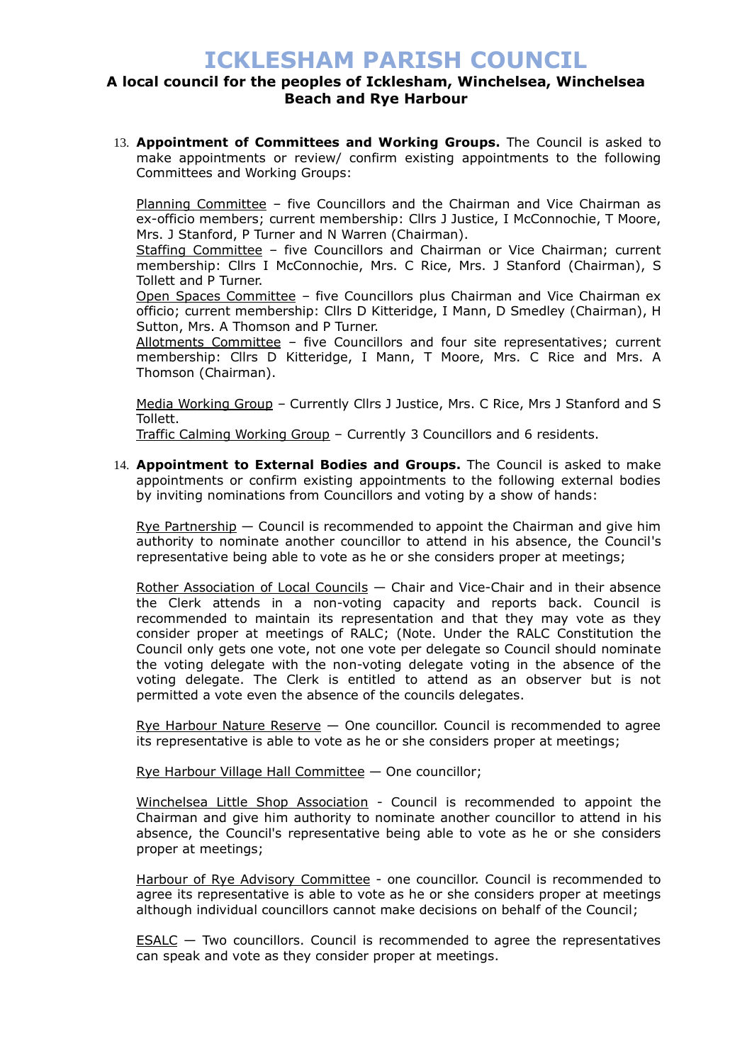# ICKLESHAM PARISH COUNCIL

**A local council for the peoples of Icklesham, Winchelsea, Winchelsea Beach and Rye Harbour**

13. **Appointment of Committees and Working Groups.** The Council is asked to make appointments or review/ confirm existing appointments to the following Committees and Working Groups:

    Planning Committee – five Councillors and the Chairman and Vice Chairman as ex-officio members; current membership: Cllrs J Justice, I McConnochie, T Moore, Mrs. J Stanford, P Turner and N Warren (Chairman).
    Staffing Committee – five Councillors and Chairman or Vice Chairman; current membership: Cllrs I McConnochie, Mrs. C Rice, Mrs. J Stanford (Chairman), S Tollett and P Turner.
    Open Spaces Committee – five Councillors plus Chairman and Vice Chairman ex officio; current membership: Cllrs D Kitteridge, I Mann, D Smedley (Chairman), H Sutton, Mrs. A Thomson and P Turner.
    Allotments Committee – five Councillors and four site representatives; current membership: Cllrs D Kitteridge, I Mann, T Moore, Mrs. C Rice and Mrs. A Thomson (Chairman).

    Media Working Group – Currently Cllrs J Justice, Mrs. C Rice, Mrs J Stanford and S Tollett.
    Traffic Calming Working Group – Currently 3 Councillors and 6 residents.

14. **Appointment to External Bodies and Groups.** The Council is asked to make appointments or confirm existing appointments to the following external bodies by inviting nominations from Councillors and voting by a show of hands:

    Rye Partnership — Council is recommended to appoint the Chairman and give him authority to nominate another councillor to attend in his absence, the Council's representative being able to vote as he or she considers proper at meetings;

    Rother Association of Local Councils — Chair and Vice-Chair and in their absence the Clerk attends in a non-voting capacity and reports back. Council is recommended to maintain its representation and that they may vote as they consider proper at meetings of RALC; (Note. Under the RALC Constitution the Council only gets one vote, not one vote per delegate so Council should nominate the voting delegate with the non-voting delegate voting in the absence of the voting delegate. The Clerk is entitled to attend as an observer but is not permitted a vote even the absence of the councils delegates.

    Rye Harbour Nature Reserve — One councillor. Council is recommended to agree its representative is able to vote as he or she considers proper at meetings;

    Rye Harbour Village Hall Committee — One councillor;

    Winchelsea Little Shop Association - Council is recommended to appoint the Chairman and give him authority to nominate another councillor to attend in his absence, the Council's representative being able to vote as he or she considers proper at meetings;

    Harbour of Rye Advisory Committee - one councillor. Council is recommended to agree its representative is able to vote as he or she considers proper at meetings although individual councillors cannot make decisions on behalf of the Council;

    ESALC — Two councillors. Council is recommended to agree the representatives can speak and vote as they consider proper at meetings.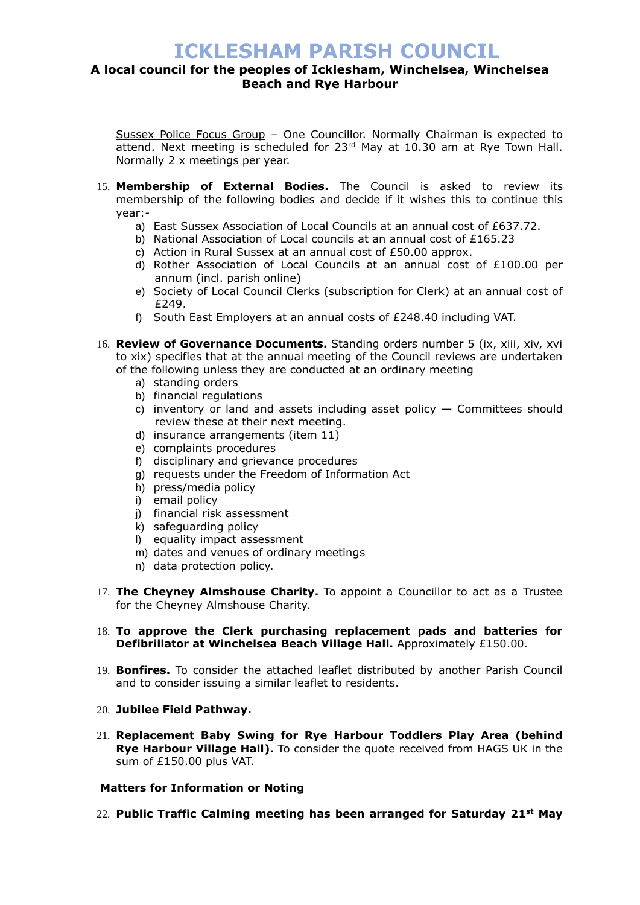Sussex Police Focus Group – One Councillor. Normally Chairman is expected to attend. Next meeting is scheduled for 23rd May at 10.30 am at Rye Town Hall. Normally 2 x meetings per year.

15. **Membership of External Bodies.** The Council is asked to review its membership of the following bodies and decide if it wishes this to continue this year:-
    a) East Sussex Association of Local Councils at an annual cost of £637.72.
    b) National Association of Local councils at an annual cost of £165.23
    c) Action in Rural Sussex at an annual cost of £50.00 approx.
    d) Rother Association of Local Councils at an annual cost of £100.00 per annum (incl. parish online)
    e) Society of Local Council Clerks (subscription for Clerk) at an annual cost of £249.
    f) South East Employers at an annual costs of £248.40 including VAT.

16. **Review of Governance Documents.** Standing orders number 5 (ix, xiii, xiv, xvi to xix) specifies that at the annual meeting of the Council reviews are undertaken of the following unless they are conducted at an ordinary meeting
    a) standing orders
    b) financial regulations
    c) inventory or land and assets including asset policy — Committees should review these at their next meeting.
    d) insurance arrangements (item 11)
    e) complaints procedures
    f) disciplinary and grievance procedures
    g) requests under the Freedom of Information Act
    h) press/media policy
    i) email policy
    j) financial risk assessment
    k) safeguarding policy
    l) equality impact assessment
    m) dates and venues of ordinary meetings
    n) data protection policy.

17. **The Cheyney Almshouse Charity.** To appoint a Councillor to act as a Trustee for the Cheyney Almshouse Charity.

18. **To approve the Clerk purchasing replacement pads and batteries for Defibrillator at Winchelsea Beach Village Hall.** Approximately £150.00.

19. **Bonfires.** To consider the attached leaflet distributed by another Parish Council and to consider issuing a similar leaflet to residents.

20. **Jubilee Field Pathway.**

21. **Replacement Baby Swing for Rye Harbour Toddlers Play Area (behind Rye Harbour Village Hall).** To consider the quote received from HAGS UK in the sum of £150.00 plus VAT.

**Matters for Information or Noting**

22. **Public Traffic Calming meeting has been arranged for Saturday 21st May**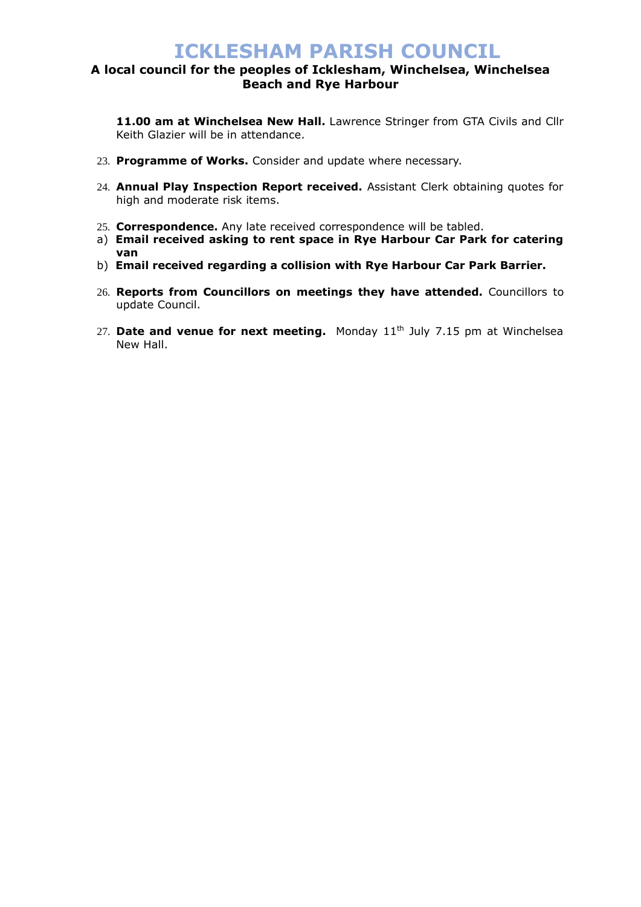# ICKLESHAM PARISH COUNCIL

**A local council for the peoples of Icklesham, Winchelsea, Winchelsea Beach and Rye Harbour**

**11.00 am at Winchelsea New Hall.** Lawrence Stringer from GTA Civils and Cllr Keith Glazier will be in attendance.

23. **Programme of Works.** Consider and update where necessary.

24. **Annual Play Inspection Report received.** Assistant Clerk obtaining quotes for high and moderate risk items.

25. **Correspondence.** Any late received correspondence will be tabled.

a) **Email received asking to rent space in Rye Harbour Car Park for catering van**

b) **Email received regarding a collision with Rye Harbour Car Park Barrier.**

26. **Reports from Councillors on meetings they have attended.** Councillors to update Council.

27. **Date and venue for next meeting.** Monday 11th July 7.15 pm at Winchelsea New Hall.